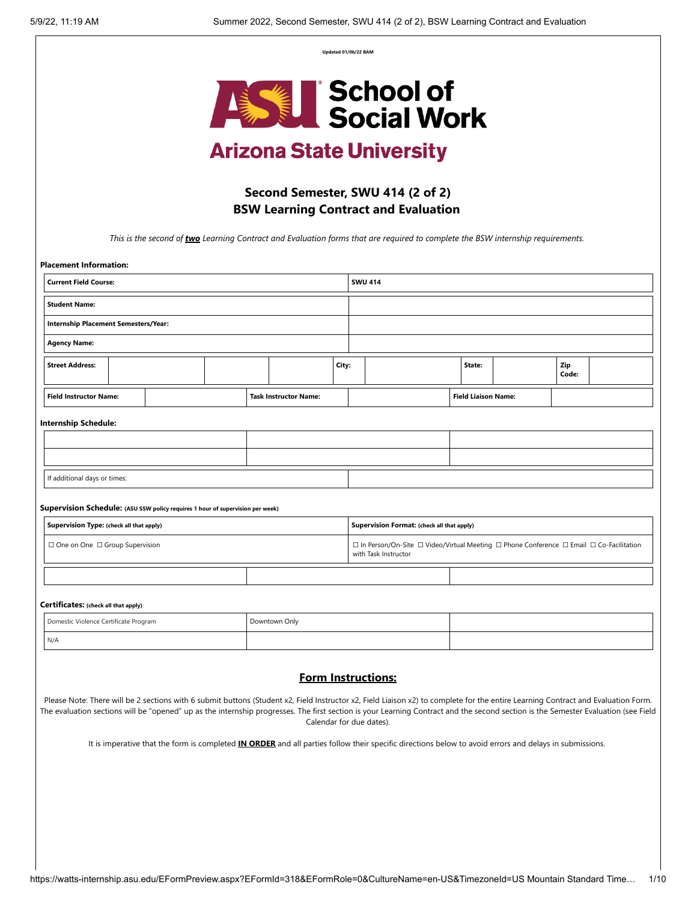Updated 01/06/22 BAM

# School of Social Work
## Arizona State University

## Second Semester, SWU 414 (2 of 2)
## BSW Learning Contract and Evaluation

*This is the second of **two** Learning Contract and Evaluation forms that are required to complete the BSW internship requirements.*

**Placement Information:**

| **Current Field Course:** | **SWU 414** |
|---|---|
| **Student Name:** | |
| **Internship Placement Semesters/Year:** | |
| **Agency Name:** | |

| **Street Address:** | | | | **City:** | | **State:** | | **Zip Code:** | |
|---|---|---|---|---|---|---|---|---|---|

| **Field Instructor Name:** | | **Task Instructor Name:** | | **Field Liaison Name:** | |
|---|---|---|---|---|---|

**Internship Schedule:**

| | | |
|---|---|---|
| | | |
| | | |

| If additional days or times: | |
|---|---|

**Supervision Schedule:** (ASU SSW policy requires 1 hour of supervision per week)

| **Supervision Type:** (check all that apply) | **Supervision Format:** (check all that apply) |
|---|---|
| ☐ One on One ☐ Group Supervision | ☐ In Person/On-Site ☐ Video/Virtual Meeting ☐ Phone Conference ☐ Email ☐ Co-Facilitation with Task Instructor |

| | | |
|---|---|---|

**Certificates:** (check all that apply)

| Domestic Violence Certificate Program | Downtown Only | |
|---|---|---|
| N/A | | |

## Form Instructions:

Please Note: There will be 2 sections with 6 submit buttons (Student x2, Field Instructor x2, Field Liaison x2) to complete for the entire Learning Contract and Evaluation Form. The evaluation sections will be "opened" up as the internship progresses. The first section is your Learning Contract and the second section is the Semester Evaluation (see Field Calendar for due dates).

It is imperative that the form is completed **IN ORDER** and all parties follow their specific directions below to avoid errors and delays in submissions.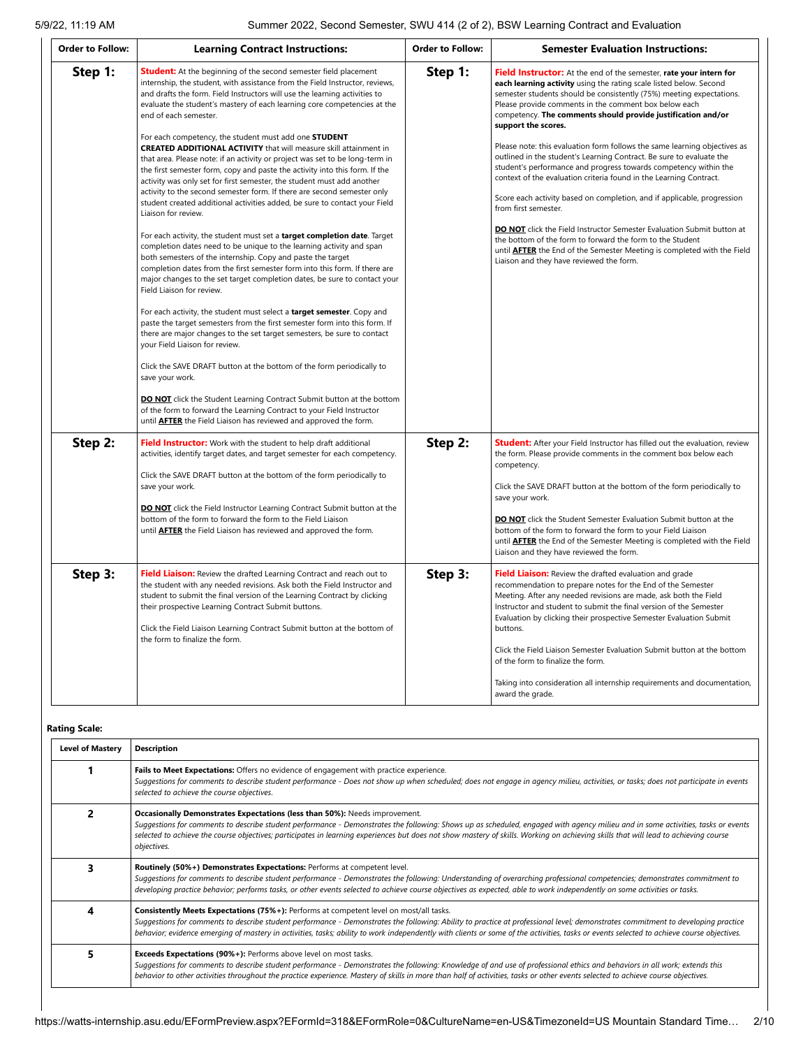| Order to Follow: | Learning Contract Instructions: | Order to Follow: | Semester Evaluation Instructions: |
|---|---|---|---|
| **Step 1:** | **Student:** At the beginning of the second semester field placement internship, the student, with assistance from the Field Instructor, reviews, and drafts the form. Field Instructors will use the learning activities to evaluate the student's mastery of each learning core competencies at the end of each semester.<br><br>For each competency, the student must add one **STUDENT CREATED ADDITIONAL ACTIVITY** that will measure skill attainment in that area. Please note: if an activity or project was set to be long-term in the first semester form, copy and paste the activity into this form. If the activity was only set for first semester, the student must add another activity to the second semester form. If there are second semester only student created additional activities added, be sure to contact your Field Liaison for review.<br><br>For each activity, the student must set a **target completion date**. Target completion dates need to be unique to the learning activity and span both semesters of the internship. Copy and paste the target completion dates from the first semester form into this form. If there are major changes to the set target completion dates, be sure to contact your Field Liaison for review.<br><br>For each activity, the student must select a **target semester**. Copy and paste the target semesters from the first semester form into this form. If there are major changes to the set target semesters, be sure to contact your Field Liaison for review.<br><br>Click the SAVE DRAFT button at the bottom of the form periodically to save your work.<br><br>**DO NOT** click the Student Learning Contract Submit button at the bottom of the form to forward the Learning Contract to your Field Instructor until **AFTER** the Field Liaison has reviewed and approved the form. | **Step 1:** | **Field Instructor:** At the end of the semester, **rate your intern for each learning activity** using the rating scale listed below. Second semester students should be consistently (75%) meeting expectations. Please provide comments in the comment box below each competency. **The comments should provide justification and/or support the scores.**<br><br>Please note: this evaluation form follows the same learning objectives as outlined in the student's Learning Contract. Be sure to evaluate the student's performance and progress towards competency within the context of the evaluation criteria found in the Learning Contract.<br><br>Score each activity based on completion, and if applicable, progression from first semester.<br><br>**DO NOT** click the Field Instructor Semester Evaluation Submit button at the bottom of the form to forward the form to the Student until **AFTER** the End of the Semester Meeting is completed with the Field Liaison and they have reviewed the form. |
| **Step 2:** | **Field Instructor:** Work with the student to help draft additional activities, identify target dates, and target semester for each competency.<br><br>Click the SAVE DRAFT button at the bottom of the form periodically to save your work.<br><br>**DO NOT** click the Field Instructor Learning Contract Submit button at the bottom of the form to forward the form to the Field Liaison until **AFTER** the Field Liaison has reviewed and approved the form. | **Step 2:** | **Student:** After your Field Instructor has filled out the evaluation, review the form. Please provide comments in the comment box below each competency.<br><br>Click the SAVE DRAFT button at the bottom of the form periodically to save your work.<br><br>**DO NOT** click the Student Semester Evaluation Submit button at the bottom of the form to forward the form to your Field Liaison until **AFTER** the End of the Semester Meeting is completed with the Field Liaison and they have reviewed the form. |
| **Step 3:** | **Field Liaison:** Review the drafted Learning Contract and reach out to the student with any needed revisions. Ask both the Field Instructor and student to submit the final version of the Learning Contract by clicking their prospective Learning Contract Submit buttons.<br><br>Click the Field Liaison Learning Contract Submit button at the bottom of the form to finalize the form. | **Step 3:** | **Field Liaison:** Review the drafted evaluation and grade recommendation to prepare notes for the End of the Semester Meeting. After any needed revisions are made, ask both the Field Instructor and student to submit the final version of the Semester Evaluation by clicking their prospective Semester Evaluation Submit buttons.<br><br>Click the Field Liaison Semester Evaluation Submit button at the bottom of the form to finalize the form.<br><br>Taking into consideration all internship requirements and documentation, award the grade. |

**Rating Scale:**

| Level of Mastery | Description |
|---|---|
| **1** | **Fails to Meet Expectations:** Offers no evidence of engagement with practice experience.<br>*Suggestions for comments to describe student performance - Does not show up when scheduled; does not engage in agency milieu, activities, or tasks; does not participate in events selected to achieve the course objectives.* |
| **2** | **Occasionally Demonstrates Expectations (less than 50%):** Needs improvement.<br>*Suggestions for comments to describe student performance - Demonstrates the following: Shows up as scheduled, engaged with agency milieu and in some activities, tasks or events selected to achieve the course objectives; participates in learning experiences but does not show mastery of skills. Working on achieving skills that will lead to achieving course objectives.* |
| **3** | **Routinely (50%+) Demonstrates Expectations:** Performs at competent level.<br>*Suggestions for comments to describe student performance - Demonstrates the following: Understanding of overarching professional competencies; demonstrates commitment to developing practice behavior; performs tasks, or other events selected to achieve course objectives as expected, able to work independently on some activities or tasks.* |
| **4** | **Consistently Meets Expectations (75%+):** Performs at competent level on most/all tasks.<br>*Suggestions for comments to describe student performance - Demonstrates the following: Ability to practice at professional level; demonstrates commitment to developing practice behavior; evidence emerging of mastery in activities, tasks; ability to work independently with clients or some of the activities, tasks or events selected to achieve course objectives.* |
| **5** | **Exceeds Expectations (90%+):** Performs above level on most tasks.<br>*Suggestions for comments to describe student performance - Demonstrates the following: Knowledge of and use of professional ethics and behaviors in all work; extends this behavior to other activities throughout the practice experience. Mastery of skills in more than half of activities, tasks or other events selected to achieve course objectives.* |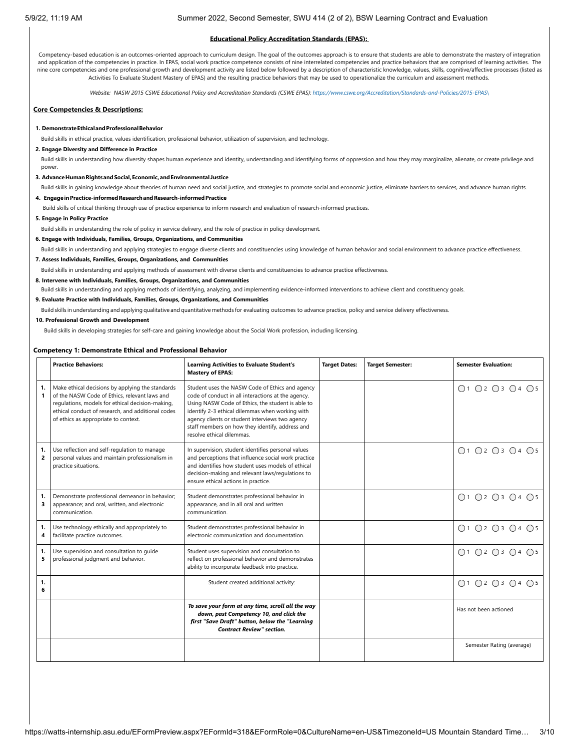**Educational Policy Accreditation Standards (EPAS):**

Competency-based education is an outcomes-oriented approach to curriculum design. The goal of the outcomes approach is to ensure that students are able to demonstrate the mastery of integration and application of the competencies in practice. In EPAS, social work practice competence consists of nine interrelated competencies and practice behaviors that are comprised of learning activities. The nine core competencies and one professional growth and development activity are listed below followed by a description of characteristic knowledge, values, skills, cognitive/affective processes (listed as Activities To Evaluate Student Mastery of EPAS) and the resulting practice behaviors that may be used to operationalize the curriculum and assessment methods.

*Website: NASW 2015 CSWE Educational Policy and Accreditation Standards (CSWE EPAS): https://www.cswe.org/Accreditation/Standards-and-Policies/2015-EPAS\*

**Core Competencies & Descriptions:**

**1. Demonstrate Ethical and Professional Behavior**

Build skills in ethical practice, values identification, professional behavior, utilization of supervision, and technology.

**2. Engage Diversity and Difference in Practice**

Build skills in understanding how diversity shapes human experience and identity, understanding and identifying forms of oppression and how they may marginalize, alienate, or create privilege and power.

**3. Advance Human Rights and Social, Economic, and Environmental Justice**

Build skills in gaining knowledge about theories of human need and social justice, and strategies to promote social and economic justice, eliminate barriers to services, and advance human rights.

**4. Engage in Practice-informed Research and Research-informed Practice**

Build skills of critical thinking through use of practice experience to inform research and evaluation of research-informed practices.

**5. Engage in Policy Practice**

Build skills in understanding the role of policy in service delivery, and the role of practice in policy development.

**6. Engage with Individuals, Families, Groups, Organizations, and Communities**

Build skills in understanding and applying strategies to engage diverse clients and constituencies using knowledge of human behavior and social environment to advance practice effectiveness.

**7. Assess Individuals, Families, Groups, Organizations, and Communities**

Build skills in understanding and applying methods of assessment with diverse clients and constituencies to advance practice effectiveness.

**8. Intervene with Individuals, Families, Groups, Organizations, and Communities**

Build skills in understanding and applying methods of identifying, analyzing, and implementing evidence-informed interventions to achieve client and constituency goals.

**9. Evaluate Practice with Individuals, Families, Groups, Organizations, and Communities**

Build skills in understanding and applying qualitative and quantitative methods for evaluating outcomes to advance practice, policy and service delivery effectiveness.

**10. Professional Growth and Development**

Build skills in developing strategies for self-care and gaining knowledge about the Social Work profession, including licensing.

**Competency 1: Demonstrate Ethical and Professional Behavior**

| | Practice Behaviors: | Learning Activities to Evaluate Student's Mastery of EPAS: | Target Dates: | Target Semester: | Semester Evaluation: |
|---|---|---|---|---|---|
| 1.1 | Make ethical decisions by applying the standards of the NASW Code of Ethics, relevant laws and regulations, models for ethical decision-making, ethical conduct of research, and additional codes of ethics as appropriate to context. | Student uses the NASW Code of Ethics and agency code of conduct in all interactions at the agency. Using NASW Code of Ethics, the student is able to identify 2-3 ethical dilemmas when working with agency clients or student interviews two agency staff members on how they identify, address and resolve ethical dilemmas. | | | ○1 ○2 ○3 ○4 ○5 |
| 1.2 | Use reflection and self-regulation to manage personal values and maintain professionalism in practice situations. | In supervision, student identifies personal values and perceptions that influence social work practice and identifies how student uses models of ethical decision-making and relevant laws/regulations to ensure ethical actions in practice. | | | ○1 ○2 ○3 ○4 ○5 |
| 1.3 | Demonstrate professional demeanor in behavior; appearance; and oral, written, and electronic communication. | Student demonstrates professional behavior in appearance, and in all oral and written communication. | | | ○1 ○2 ○3 ○4 ○5 |
| 1.4 | Use technology ethically and appropriately to facilitate practice outcomes. | Student demonstrates professional behavior in electronic communication and documentation. | | | ○1 ○2 ○3 ○4 ○5 |
| 1.5 | Use supervision and consultation to guide professional judgment and behavior. | Student uses supervision and consultation to reflect on professional behavior and demonstrates ability to incorporate feedback into practice. | | | ○1 ○2 ○3 ○4 ○5 |
| 1.6 | | Student created additional activity: | | | ○1 ○2 ○3 ○4 ○5 |
| | | ***To save your form at any time, scroll all the way down, past Competency 10, and click the first "Save Draft" button, below the "Learning Contract Review" section.*** | | | Has not been actioned |
| | | | | | Semester Rating (average) |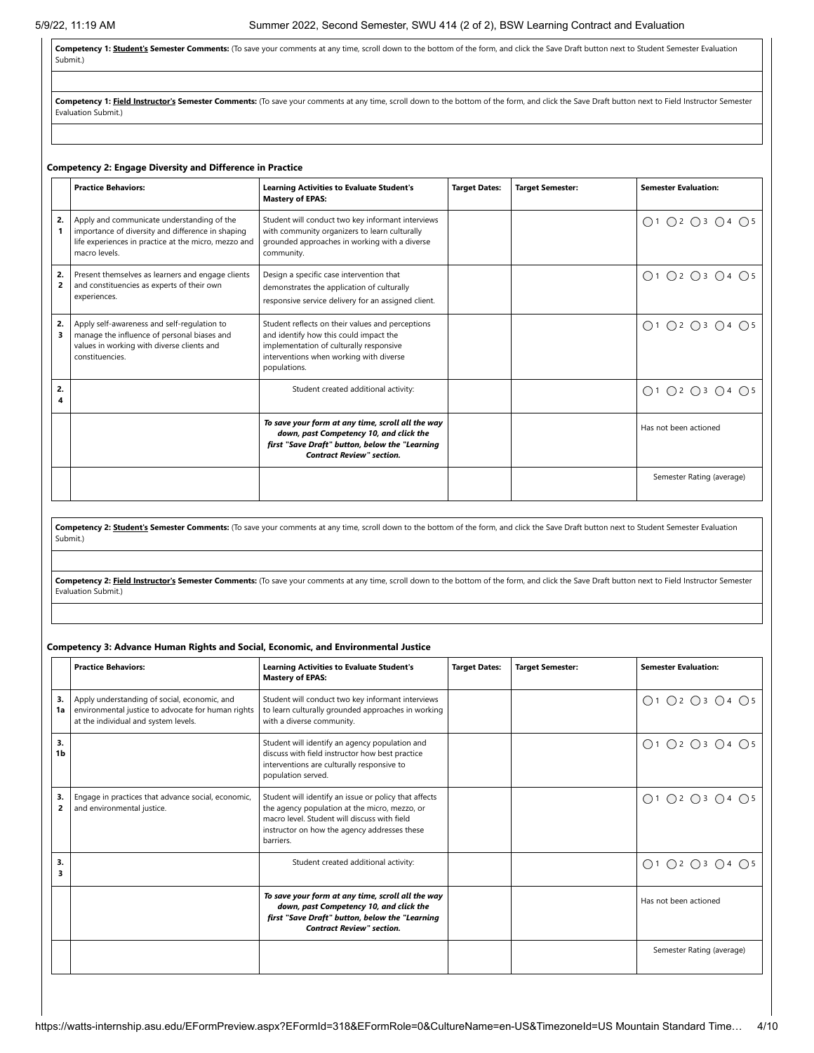**Competency 1: Student's Semester Comments:** (To save your comments at any time, scroll down to the bottom of the form, and click the Save Draft button next to Student Semester Evaluation Submit.)

**Competency 1: Field Instructor's Semester Comments:** (To save your comments at any time, scroll down to the bottom of the form, and click the Save Draft button next to Field Instructor Semester Evaluation Submit.)

### Competency 2: Engage Diversity and Difference in Practice

| | Practice Behaviors: | Learning Activities to Evaluate Student's Mastery of EPAS: | Target Dates: | Target Semester: | Semester Evaluation: |
|---|---|---|---|---|---|
| 2.1 | Apply and communicate understanding of the importance of diversity and difference in shaping life experiences in practice at the micro, mezzo and macro levels. | Student will conduct two key informant interviews with community organizers to learn culturally grounded approaches in working with a diverse community. | | | ○1 ○2 ○3 ○4 ○5 |
| 2.2 | Present themselves as learners and engage clients and constituencies as experts of their own experiences. | Design a specific case intervention that demonstrates the application of culturally responsive service delivery for an assigned client. | | | ○1 ○2 ○3 ○4 ○5 |
| 2.3 | Apply self-awareness and self-regulation to manage the influence of personal biases and values in working with diverse clients and constituencies. | Student reflects on their values and perceptions and identify how this could impact the implementation of culturally responsive interventions when working with diverse populations. | | | ○1 ○2 ○3 ○4 ○5 |
| 2.4 | | Student created additional activity: | | | ○1 ○2 ○3 ○4 ○5 |
| | | ***To save your form at any time, scroll all the way down, past Competency 10, and click the first "Save Draft" button, below the "Learning Contract Review" section.*** | | | Has not been actioned |
| | | | | | Semester Rating (average) |

**Competency 2: Student's Semester Comments:** (To save your comments at any time, scroll down to the bottom of the form, and click the Save Draft button next to Student Semester Evaluation Submit.)

**Competency 2: Field Instructor's Semester Comments:** (To save your comments at any time, scroll down to the bottom of the form, and click the Save Draft button next to Field Instructor Semester Evaluation Submit.)

### Competency 3: Advance Human Rights and Social, Economic, and Environmental Justice

| | Practice Behaviors: | Learning Activities to Evaluate Student's Mastery of EPAS: | Target Dates: | Target Semester: | Semester Evaluation: |
|---|---|---|---|---|---|
| 3.1a | Apply understanding of social, economic, and environmental justice to advocate for human rights at the individual and system levels. | Student will conduct two key informant interviews to learn culturally grounded approaches in working with a diverse community. | | | ○1 ○2 ○3 ○4 ○5 |
| 3.1b | | Student will identify an agency population and discuss with field instructor how best practice interventions are culturally responsive to population served. | | | ○1 ○2 ○3 ○4 ○5 |
| 3.2 | Engage in practices that advance social, economic, and environmental justice. | Student will identify an issue or policy that affects the agency population at the micro, mezzo, or macro level. Student will discuss with field instructor on how the agency addresses these barriers. | | | ○1 ○2 ○3 ○4 ○5 |
| 3.3 | | Student created additional activity: | | | ○1 ○2 ○3 ○4 ○5 |
| | | ***To save your form at any time, scroll all the way down, past Competency 10, and click the first "Save Draft" button, below the "Learning Contract Review" section.*** | | | Has not been actioned |
| | | | | | Semester Rating (average) |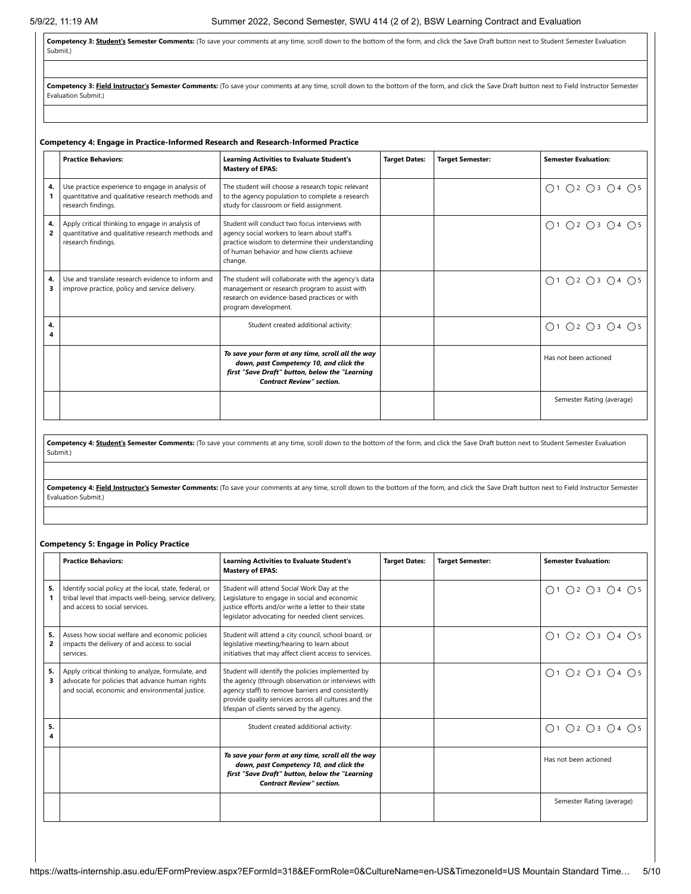**Competency 3: Student's Semester Comments:** (To save your comments at any time, scroll down to the bottom of the form, and click the Save Draft button next to Student Semester Evaluation Submit.)

**Competency 3: Field Instructor's Semester Comments:** (To save your comments at any time, scroll down to the bottom of the form, and click the Save Draft button next to Field Instructor Semester Evaluation Submit.)

### Competency 4: Engage in Practice-Informed Research and Research-Informed Practice

| | Practice Behaviors: | Learning Activities to Evaluate Student's Mastery of EPAS: | Target Dates: | Target Semester: | Semester Evaluation: |
|---|---|---|---|---|---|
| 4.1 | Use practice experience to engage in analysis of quantitative and qualitative research methods and research findings. | The student will choose a research topic relevant to the agency population to complete a research study for classroom or field assignment. | | | ◯1 ◯2 ◯3 ◯4 ◯5 |
| 4.2 | Apply critical thinking to engage in analysis of quantitative and qualitative research methods and research findings. | Student will conduct two focus interviews with agency social workers to learn about staff's practice wisdom to determine their understanding of human behavior and how clients achieve change. | | | ◯1 ◯2 ◯3 ◯4 ◯5 |
| 4.3 | Use and translate research evidence to inform and improve practice, policy and service delivery. | The student will collaborate with the agency's data management or research program to assist with research on evidence-based practices or with program development. | | | ◯1 ◯2 ◯3 ◯4 ◯5 |
| 4.4 | | Student created additional activity: | | | ◯1 ◯2 ◯3 ◯4 ◯5 |
| | | ***To save your form at any time, scroll all the way down, past Competency 10, and click the first "Save Draft" button, below the "Learning Contract Review" section.*** | | | Has not been actioned |
| | | | | | Semester Rating (average) |

**Competency 4: Student's Semester Comments:** (To save your comments at any time, scroll down to the bottom of the form, and click the Save Draft button next to Student Semester Evaluation Submit.)

**Competency 4: Field Instructor's Semester Comments:** (To save your comments at any time, scroll down to the bottom of the form, and click the Save Draft button next to Field Instructor Semester Evaluation Submit.)

### Competency 5: Engage in Policy Practice

| | Practice Behaviors: | Learning Activities to Evaluate Student's Mastery of EPAS: | Target Dates: | Target Semester: | Semester Evaluation: |
|---|---|---|---|---|---|
| 5.1 | Identify social policy at the local, state, federal, or tribal level that impacts well-being, service delivery, and access to social services. | Student will attend Social Work Day at the Legislature to engage in social and economic justice efforts and/or write a letter to their state legislator advocating for needed client services. | | | ◯1 ◯2 ◯3 ◯4 ◯5 |
| 5.2 | Assess how social welfare and economic policies impacts the delivery of and access to social services. | Student will attend a city council, school board, or legislative meeting/hearing to learn about initiatives that may affect client access to services. | | | ◯1 ◯2 ◯3 ◯4 ◯5 |
| 5.3 | Apply critical thinking to analyze, formulate, and advocate for policies that advance human rights and social, economic and environmental justice. | Student will identify the policies implemented by the agency (through observation or interviews with agency staff) to remove barriers and consistently provide quality services across all cultures and the lifespan of clients served by the agency. | | | ◯1 ◯2 ◯3 ◯4 ◯5 |
| 5.4 | | Student created additional activity: | | | ◯1 ◯2 ◯3 ◯4 ◯5 |
| | | ***To save your form at any time, scroll all the way down, past Competency 10, and click the first "Save Draft" button, below the "Learning Contract Review" section.*** | | | Has not been actioned |
| | | | | | Semester Rating (average) |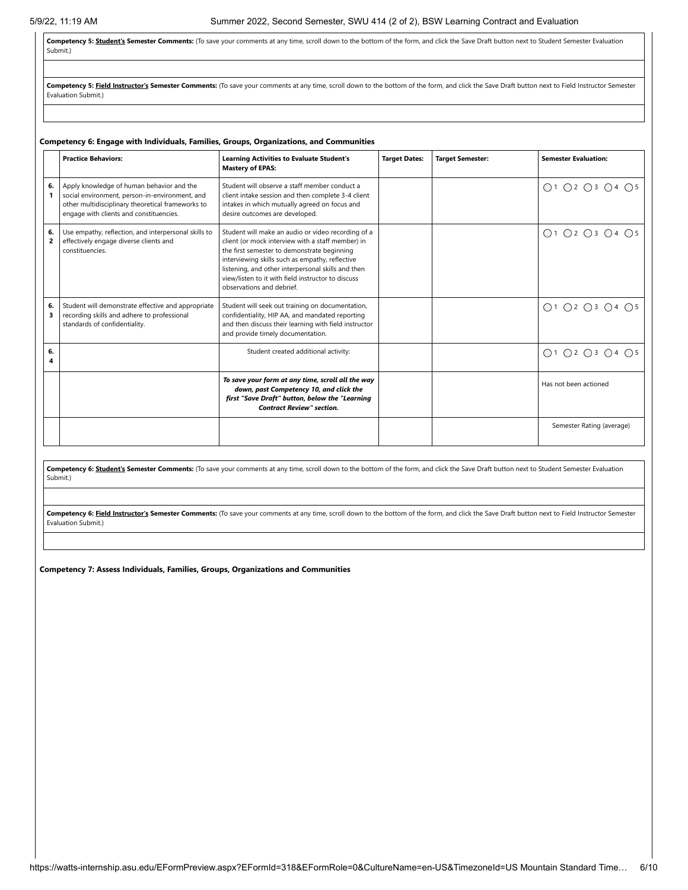**Competency 5: Student's Semester Comments:** (To save your comments at any time, scroll down to the bottom of the form, and click the Save Draft button next to Student Semester Evaluation Submit.)

**Competency 5: Field Instructor's Semester Comments:** (To save your comments at any time, scroll down to the bottom of the form, and click the Save Draft button next to Field Instructor Semester Evaluation Submit.)

**Competency 6: Engage with Individuals, Families, Groups, Organizations, and Communities**

| | Practice Behaviors: | Learning Activities to Evaluate Student's Mastery of EPAS: | Target Dates: | Target Semester: | Semester Evaluation: |
|---|---|---|---|---|---|
| 6.1 | Apply knowledge of human behavior and the social environment, person-in-environment, and other multidisciplinary theoretical frameworks to engage with clients and constituencies. | Student will observe a staff member conduct a client intake session and then complete 3-4 client intakes in which mutually agreed on focus and desire outcomes are developed. | | | ◯1 ◯2 ◯3 ◯4 ◯5 |
| 6.2 | Use empathy, reflection, and interpersonal skills to effectively engage diverse clients and constituencies. | Student will make an audio or video recording of a client (or mock interview with a staff member) in the first semester to demonstrate beginning interviewing skills such as empathy, reflective listening, and other interpersonal skills and then view/listen to it with field instructor to discuss observations and debrief. | | | ◯1 ◯2 ◯3 ◯4 ◯5 |
| 6.3 | Student will demonstrate effective and appropriate recording skills and adhere to professional standards of confidentiality. | Student will seek out training on documentation, confidentiality, HIP AA, and mandated reporting and then discuss their learning with field instructor and provide timely documentation. | | | ◯1 ◯2 ◯3 ◯4 ◯5 |
| 6.4 | | Student created additional activity: | | | ◯1 ◯2 ◯3 ◯4 ◯5 |
| | | ***To save your form at any time, scroll all the way down, past Competency 10, and click the first "Save Draft" button, below the "Learning Contract Review" section.*** | | | Has not been actioned |
| | | | | | Semester Rating (average) |

**Competency 6: Student's Semester Comments:** (To save your comments at any time, scroll down to the bottom of the form, and click the Save Draft button next to Student Semester Evaluation Submit.)

**Competency 6: Field Instructor's Semester Comments:** (To save your comments at any time, scroll down to the bottom of the form, and click the Save Draft button next to Field Instructor Semester Evaluation Submit.)

**Competency 7: Assess Individuals, Families, Groups, Organizations and Communities**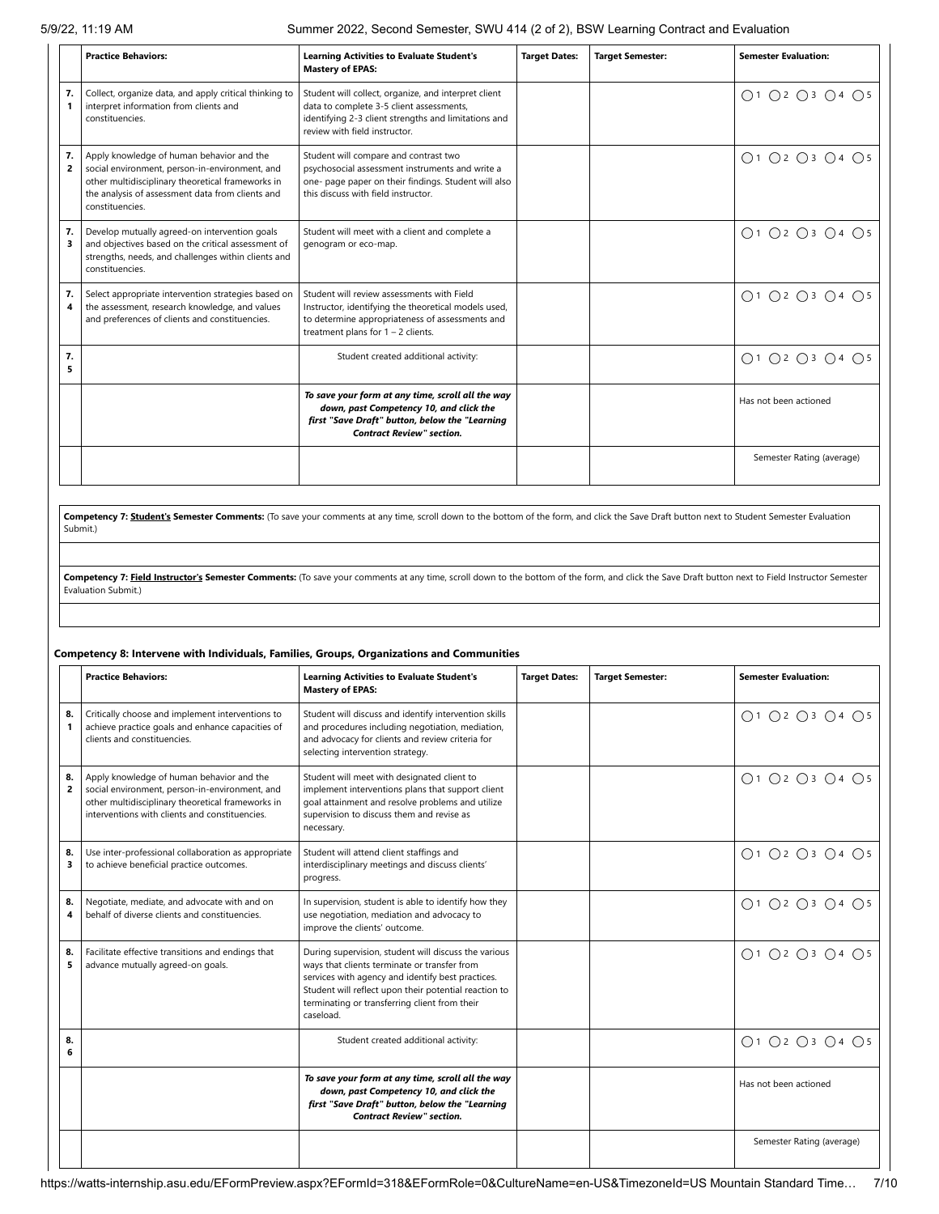| | Practice Behaviors: | Learning Activities to Evaluate Student's Mastery of EPAS: | Target Dates: | Target Semester: | Semester Evaluation: |
|---|---|---|---|---|---|
| 7.1 | Collect, organize data, and apply critical thinking to interpret information from clients and constituencies. | Student will collect, organize, and interpret client data to complete 3-5 client assessments, identifying 2-3 client strengths and limitations and review with field instructor. | | | ◯1 ◯2 ◯3 ◯4 ◯5 |
| 7.2 | Apply knowledge of human behavior and the social environment, person-in-environment, and other multidisciplinary theoretical frameworks in the analysis of assessment data from clients and constituencies. | Student will compare and contrast two psychosocial assessment instruments and write a one- page paper on their findings. Student will also this discuss with field instructor. | | | ◯1 ◯2 ◯3 ◯4 ◯5 |
| 7.3 | Develop mutually agreed-on intervention goals and objectives based on the critical assessment of strengths, needs, and challenges within clients and constituencies. | Student will meet with a client and complete a genogram or eco-map. | | | ◯1 ◯2 ◯3 ◯4 ◯5 |
| 7.4 | Select appropriate intervention strategies based on the assessment, research knowledge, and values and preferences of clients and constituencies. | Student will review assessments with Field Instructor, identifying the theoretical models used, to determine appropriateness of assessments and treatment plans for 1 – 2 clients. | | | ◯1 ◯2 ◯3 ◯4 ◯5 |
| 7.5 | | Student created additional activity: | | | ◯1 ◯2 ◯3 ◯4 ◯5 |
| | | ***To save your form at any time, scroll all the way down, past Competency 10, and click the first "Save Draft" button, below the "Learning Contract Review" section.*** | | | Has not been actioned |
| | | | | | Semester Rating (average) |

**Competency 7: Student's Semester Comments:** (To save your comments at any time, scroll down to the bottom of the form, and click the Save Draft button next to Student Semester Evaluation Submit.)

**Competency 7: Field Instructor's Semester Comments:** (To save your comments at any time, scroll down to the bottom of the form, and click the Save Draft button next to Field Instructor Semester Evaluation Submit.)

### Competency 8: Intervene with Individuals, Families, Groups, Organizations and Communities

| | Practice Behaviors: | Learning Activities to Evaluate Student's Mastery of EPAS: | Target Dates: | Target Semester: | Semester Evaluation: |
|---|---|---|---|---|---|
| 8.1 | Critically choose and implement interventions to achieve practice goals and enhance capacities of clients and constituencies. | Student will discuss and identify intervention skills and procedures including negotiation, mediation, and advocacy for clients and review criteria for selecting intervention strategy. | | | ◯1 ◯2 ◯3 ◯4 ◯5 |
| 8.2 | Apply knowledge of human behavior and the social environment, person-in-environment, and other multidisciplinary theoretical frameworks in interventions with clients and constituencies. | Student will meet with designated client to implement interventions plans that support client goal attainment and resolve problems and utilize supervision to discuss them and revise as necessary. | | | ◯1 ◯2 ◯3 ◯4 ◯5 |
| 8.3 | Use inter-professional collaboration as appropriate to achieve beneficial practice outcomes. | Student will attend client staffings and interdisciplinary meetings and discuss clients' progress. | | | ◯1 ◯2 ◯3 ◯4 ◯5 |
| 8.4 | Negotiate, mediate, and advocate with and on behalf of diverse clients and constituencies. | In supervision, student is able to identify how they use negotiation, mediation and advocacy to improve the clients' outcome. | | | ◯1 ◯2 ◯3 ◯4 ◯5 |
| 8.5 | Facilitate effective transitions and endings that advance mutually agreed-on goals. | During supervision, student will discuss the various ways that clients terminate or transfer from services with agency and identify best practices. Student will reflect upon their potential reaction to terminating or transferring client from their caseload. | | | ◯1 ◯2 ◯3 ◯4 ◯5 |
| 8.6 | | Student created additional activity: | | | ◯1 ◯2 ◯3 ◯4 ◯5 |
| | | ***To save your form at any time, scroll all the way down, past Competency 10, and click the first "Save Draft" button, below the "Learning Contract Review" section.*** | | | Has not been actioned |
| | | | | | Semester Rating (average) |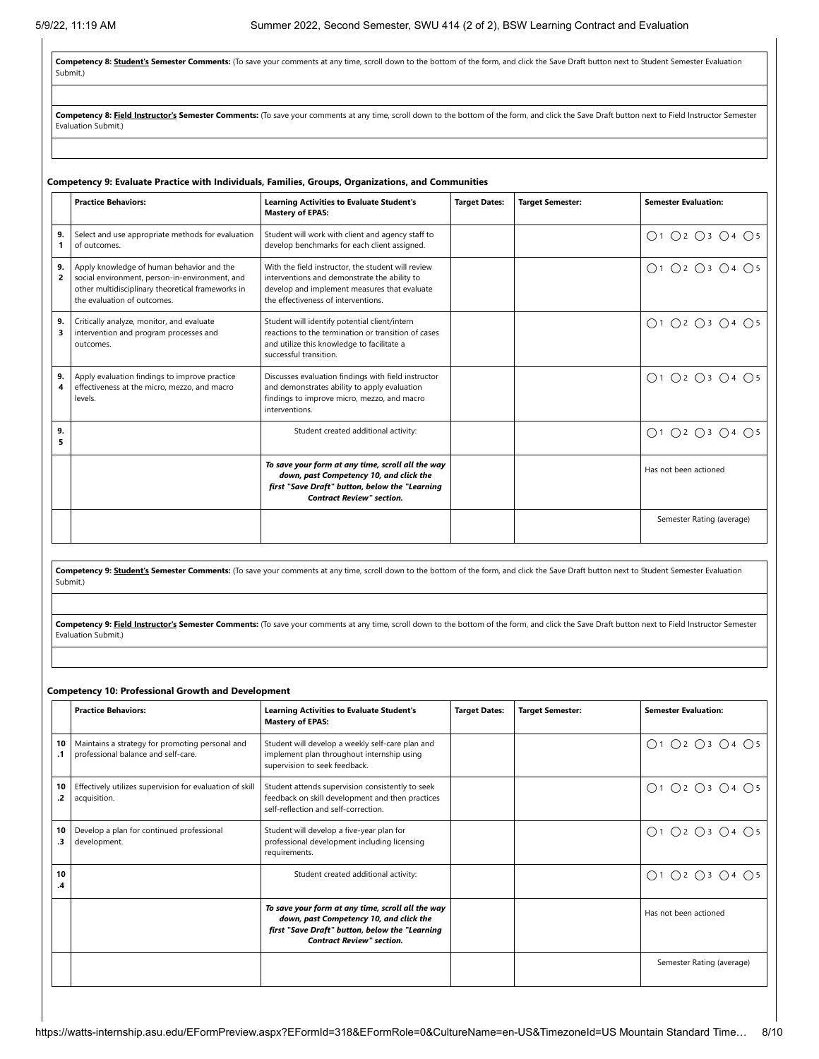**Competency 8: Student's Semester Comments:** (To save your comments at any time, scroll down to the bottom of the form, and click the Save Draft button next to Student Semester Evaluation Submit.)

**Competency 8: Field Instructor's Semester Comments:** (To save your comments at any time, scroll down to the bottom of the form, and click the Save Draft button next to Field Instructor Semester Evaluation Submit.)

### Competency 9: Evaluate Practice with Individuals, Families, Groups, Organizations, and Communities

| | Practice Behaviors: | Learning Activities to Evaluate Student's Mastery of EPAS: | Target Dates: | Target Semester: | Semester Evaluation: |
|---|---|---|---|---|---|
| 9.1 | Select and use appropriate methods for evaluation of outcomes. | Student will work with client and agency staff to develop benchmarks for each client assigned. | | | ○1 ○2 ○3 ○4 ○5 |
| 9.2 | Apply knowledge of human behavior and the social environment, person-in-environment, and other multidisciplinary theoretical frameworks in the evaluation of outcomes. | With the field instructor, the student will review interventions and demonstrate the ability to develop and implement measures that evaluate the effectiveness of interventions. | | | ○1 ○2 ○3 ○4 ○5 |
| 9.3 | Critically analyze, monitor, and evaluate intervention and program processes and outcomes. | Student will identify potential client/intern reactions to the termination or transition of cases and utilize this knowledge to facilitate a successful transition. | | | ○1 ○2 ○3 ○4 ○5 |
| 9.4 | Apply evaluation findings to improve practice effectiveness at the micro, mezzo, and macro levels. | Discusses evaluation findings with field instructor and demonstrates ability to apply evaluation findings to improve micro, mezzo, and macro interventions. | | | ○1 ○2 ○3 ○4 ○5 |
| 9.5 | | Student created additional activity: | | | ○1 ○2 ○3 ○4 ○5 |
| | | ***To save your form at any time, scroll all the way down, past Competency 10, and click the first "Save Draft" button, below the "Learning Contract Review" section.*** | | | Has not been actioned |
| | | | | | Semester Rating (average) |

**Competency 9: Student's Semester Comments:** (To save your comments at any time, scroll down to the bottom of the form, and click the Save Draft button next to Student Semester Evaluation Submit.)

**Competency 9: Field Instructor's Semester Comments:** (To save your comments at any time, scroll down to the bottom of the form, and click the Save Draft button next to Field Instructor Semester Evaluation Submit.)

### Competency 10: Professional Growth and Development

| | Practice Behaviors: | Learning Activities to Evaluate Student's Mastery of EPAS: | Target Dates: | Target Semester: | Semester Evaluation: |
|---|---|---|---|---|---|
| 10.1 | Maintains a strategy for promoting personal and professional balance and self-care. | Student will develop a weekly self-care plan and implement plan throughout internship using supervision to seek feedback. | | | ○1 ○2 ○3 ○4 ○5 |
| 10.2 | Effectively utilizes supervision for evaluation of skill acquisition. | Student attends supervision consistently to seek feedback on skill development and then practices self-reflection and self-correction. | | | ○1 ○2 ○3 ○4 ○5 |
| 10.3 | Develop a plan for continued professional development. | Student will develop a five-year plan for professional development including licensing requirements. | | | ○1 ○2 ○3 ○4 ○5 |
| 10.4 | | Student created additional activity: | | | ○1 ○2 ○3 ○4 ○5 |
| | | ***To save your form at any time, scroll all the way down, past Competency 10, and click the first "Save Draft" button, below the "Learning Contract Review" section.*** | | | Has not been actioned |
| | | | | | Semester Rating (average) |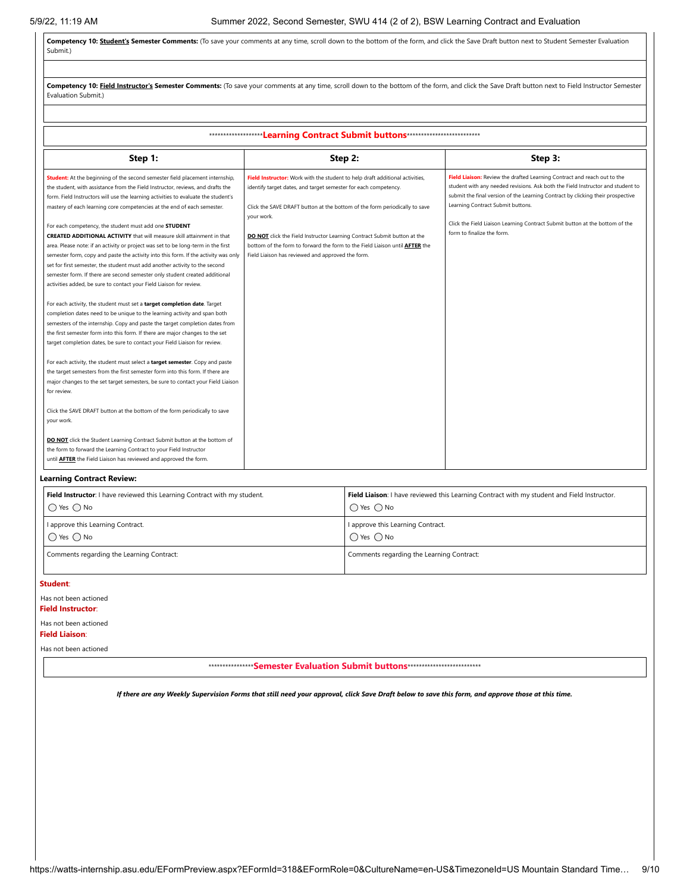**Competency 10: Student's Semester Comments:** (To save your comments at any time, scroll down to the bottom of the form, and click the Save Draft button next to Student Semester Evaluation Submit.)

**Competency 10: Field Instructor's Semester Comments:** (To save your comments at any time, scroll down to the bottom of the form, and click the Save Draft button next to Field Instructor Semester Evaluation Submit.)

******************Learning Contract Submit buttons**************************

| Step 1: | Step 2: | Step 3: |
|---|---|---|
| **Student:** At the beginning of the second semester field placement internship, the student, with assistance from the Field Instructor, reviews, and drafts the form. Field Instructors will use the learning activities to evaluate the student's mastery of each learning core competencies at the end of each semester.<br><br>For each competency, the student must add one **STUDENT CREATED ADDITIONAL ACTIVITY** that will measure skill attainment in that area. Please note: if an activity or project was set to be long-term in the first semester form, copy and paste the activity into this form. If the activity was only set for first semester, the student must add another activity to the second semester form. If there are second semester only student created additional activities added, be sure to contact your Field Liaison for review.<br><br>For each activity, the student must set a **target completion date**. Target completion dates need to be unique to the learning activity and span both semesters of the internship. Copy and paste the target completion dates from the first semester form into this form. If there are major changes to the set target completion dates, be sure to contact your Field Liaison for review.<br><br>For each activity, the student must select a **target semester**. Copy and paste the target semesters from the first semester form into this form. If there are major changes to the set target semesters, be sure to contact your Field Liaison for review.<br><br>Click the SAVE DRAFT button at the bottom of the form periodically to save your work.<br><br>**DO NOT** click the Student Learning Contract Submit button at the bottom of the form to forward the Learning Contract to your Field Instructor until **AFTER** the Field Liaison has reviewed and approved the form. | **Field Instructor:** Work with the student to help draft additional activities, identify target dates, and target semester for each competency.<br><br>Click the SAVE DRAFT button at the bottom of the form periodically to save your work.<br><br>**DO NOT** click the Field Instructor Learning Contract Submit button at the bottom of the form to forward the form to the Field Liaison until **AFTER** the Field Liaison has reviewed and approved the form. | **Field Liaison:** Review the drafted Learning Contract and reach out to the student with any needed revisions. Ask both the Field Instructor and student to submit the final version of the Learning Contract by clicking their prospective Learning Contract Submit buttons.<br><br>Click the Field Liaison Learning Contract Submit button at the bottom of the form to finalize the form. |

**Learning Contract Review:**

| **Field Instructor**: I have reviewed this Learning Contract with my student.<br>◯ Yes ◯ No | **Field Liaison**: I have reviewed this Learning Contract with my student and Field Instructor.<br>◯ Yes ◯ No |
|---|---|
| I approve this Learning Contract.<br>◯ Yes ◯ No | I approve this Learning Contract.<br>◯ Yes ◯ No |
| Comments regarding the Learning Contract: | Comments regarding the Learning Contract: |

**Student**:

Has not been actioned

**Field Instructor**:

Has not been actioned

**Field Liaison**:

Has not been actioned

****************Semester Evaluation Submit buttons**************************

***If there are any Weekly Supervision Forms that still need your approval, click Save Draft below to save this form, and approve those at this time.***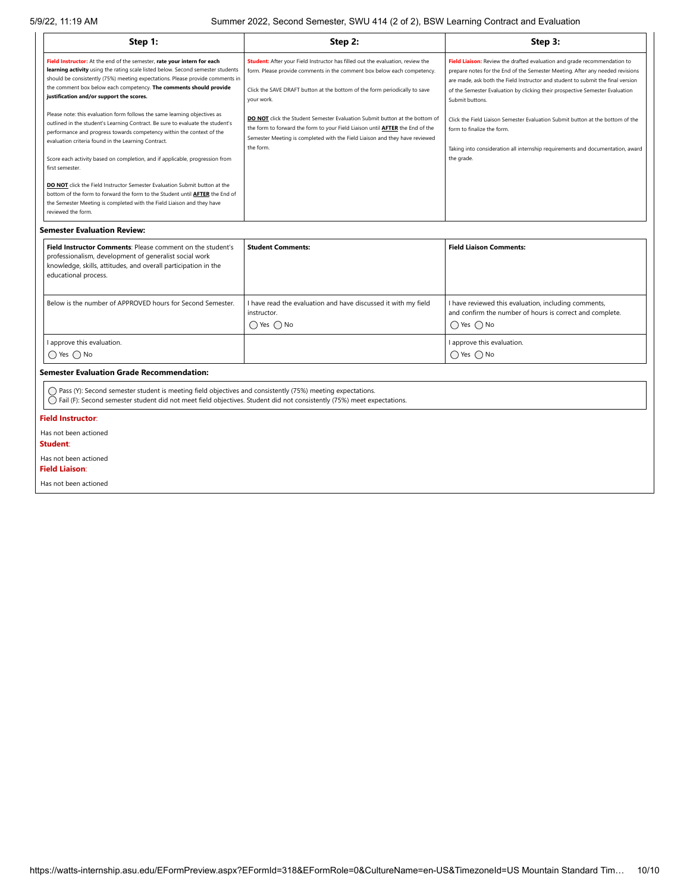| Step 1: | Step 2: | Step 3: |
| --- | --- | --- |
| **Field Instructor:** At the end of the semester, **rate your intern for each learning activity** using the rating scale listed below. Second semester students should be consistently (75%) meeting expectations. Please provide comments in the comment box below each competency. **The comments should provide justification and/or support the scores.**<br><br>Please note: this evaluation form follows the same learning objectives as outlined in the student's Learning Contract. Be sure to evaluate the student's performance and progress towards competency within the context of the evaluation criteria found in the Learning Contract.<br><br>Score each activity based on completion, and if applicable, progression from first semester.<br><br>**DO NOT** click the Field Instructor Semester Evaluation Submit button at the bottom of the form to forward the form to the Student until **AFTER** the End of the Semester Meeting is completed with the Field Liaison and they have reviewed the form. | **Student:** After your Field Instructor has filled out the evaluation, review the form. Please provide comments in the comment box below each competency.<br><br>Click the SAVE DRAFT button at the bottom of the form periodically to save your work.<br><br>**DO NOT** click the Student Semester Evaluation Submit button at the bottom of the form to forward the form to your Field Liaison until **AFTER** the End of the Semester Meeting is completed with the Field Liaison and they have reviewed the form. | **Field Liaison:** Review the drafted evaluation and grade recommendation to prepare notes for the End of the Semester Meeting. After any needed revisions are made, ask both the Field Instructor and student to submit the final version of the Semester Evaluation by clicking their prospective Semester Evaluation Submit buttons.<br><br>Click the Field Liaison Semester Evaluation Submit button at the bottom of the form to finalize the form.<br><br>Taking into consideration all internship requirements and documentation, award the grade. |

**Semester Evaluation Review:**

| | | |
| --- | --- | --- |
| **Field Instructor Comments**: Please comment on the student's professionalism, development of generalist social work knowledge, skills, attitudes, and overall participation in the educational process. | **Student Comments:** | **Field Liaison Comments:** |
| Below is the number of APPROVED hours for Second Semester. | I have read the evaluation and have discussed it with my field instructor.<br>◯ Yes ◯ No | I have reviewed this evaluation, including comments, and confirm the number of hours is correct and complete.<br>◯ Yes ◯ No |
| I approve this evaluation.<br>◯ Yes ◯ No | | I approve this evaluation.<br>◯ Yes ◯ No |

**Semester Evaluation Grade Recommendation:**

◯ Pass (Y): Second semester student is meeting field objectives and consistently (75%) meeting expectations.
◯ Fail (F): Second semester student did not meet field objectives. Student did not consistently (75%) meet expectations.

**Field Instructor**:

Has not been actioned

**Student**:

Has not been actioned

**Field Liaison**:

Has not been actioned